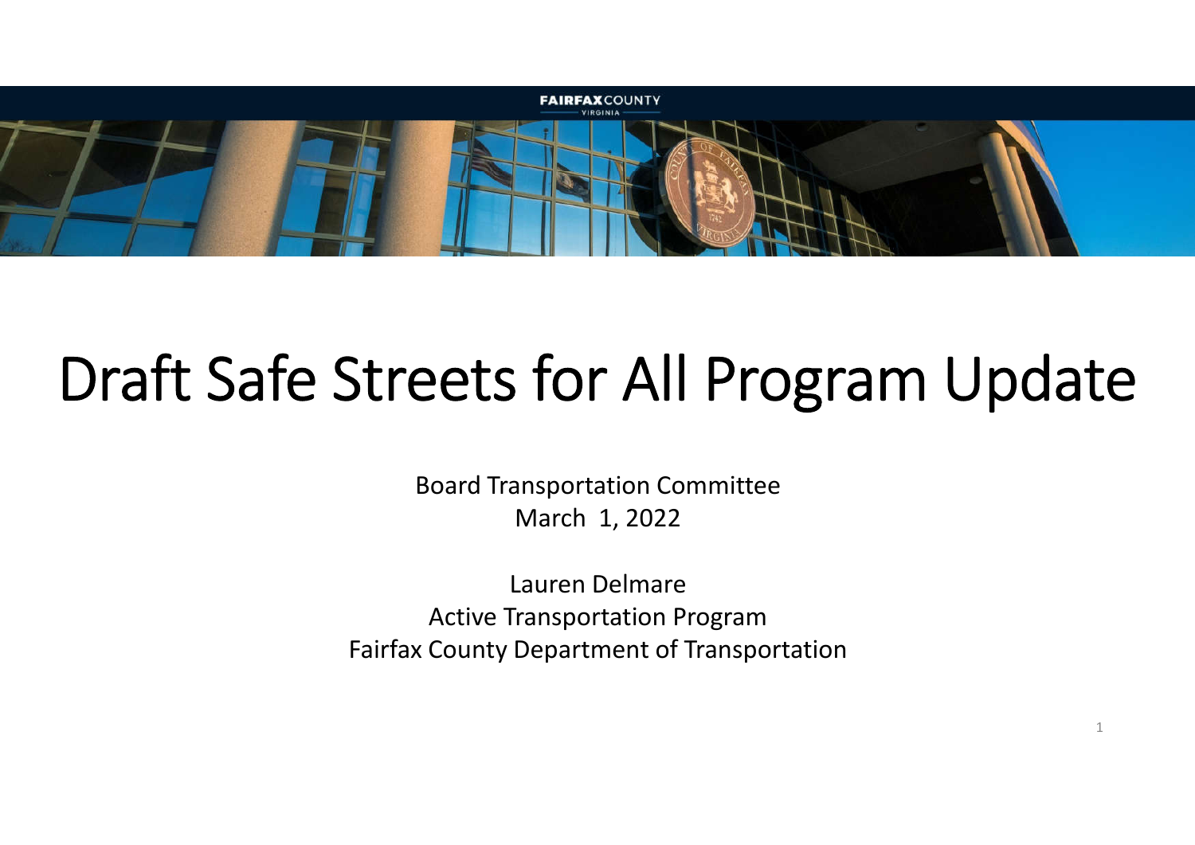# Draft Safe Streets for All Program Update

Board Transportation Committee
March 1, 2022

Lauren Delmare
Active Transportation Program
Fairfax County Department of Transportation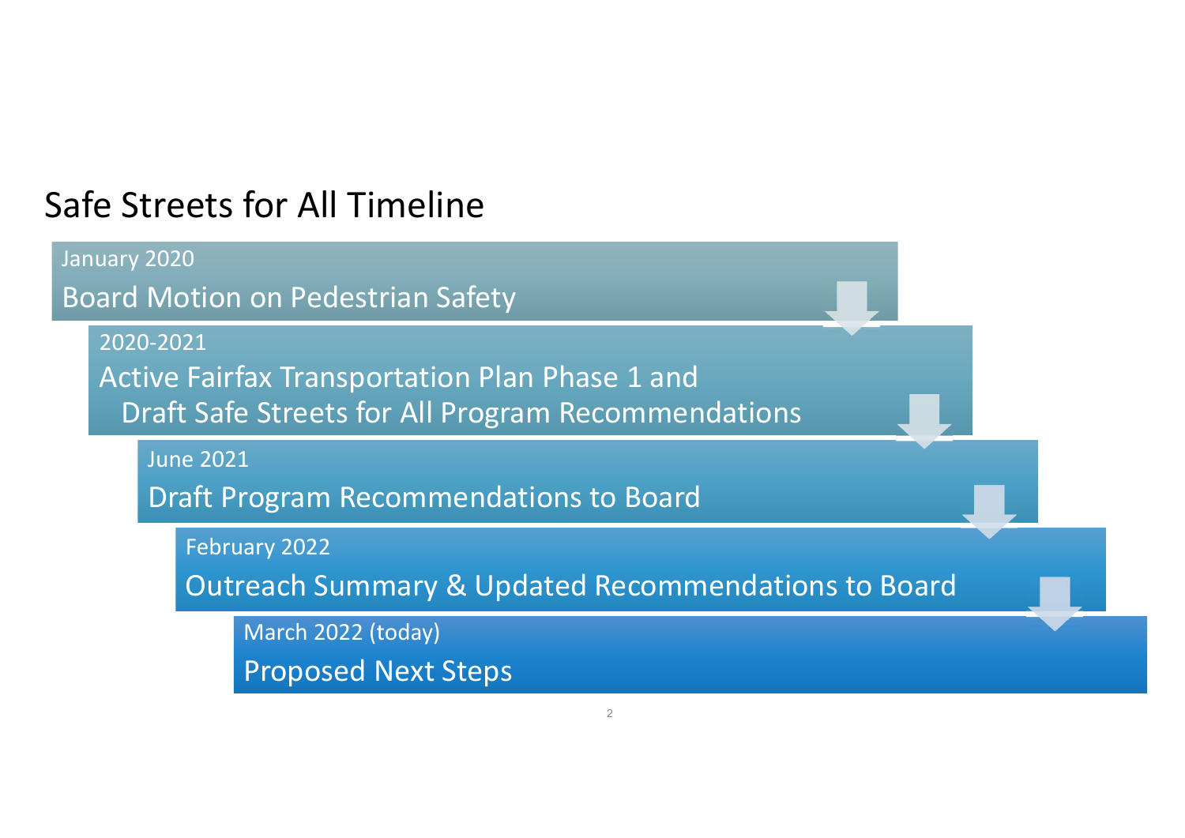# Safe Streets for All Timeline

January 2020

Board Motion on Pedestrian Safety

2020-2021

Active Fairfax Transportation Plan Phase 1 and Draft Safe Streets for All Program Recommendations

June 2021

Draft Program Recommendations to Board

February 2022

Outreach Summary & Updated Recommendations to Board

March 2022 (today)

Proposed Next Steps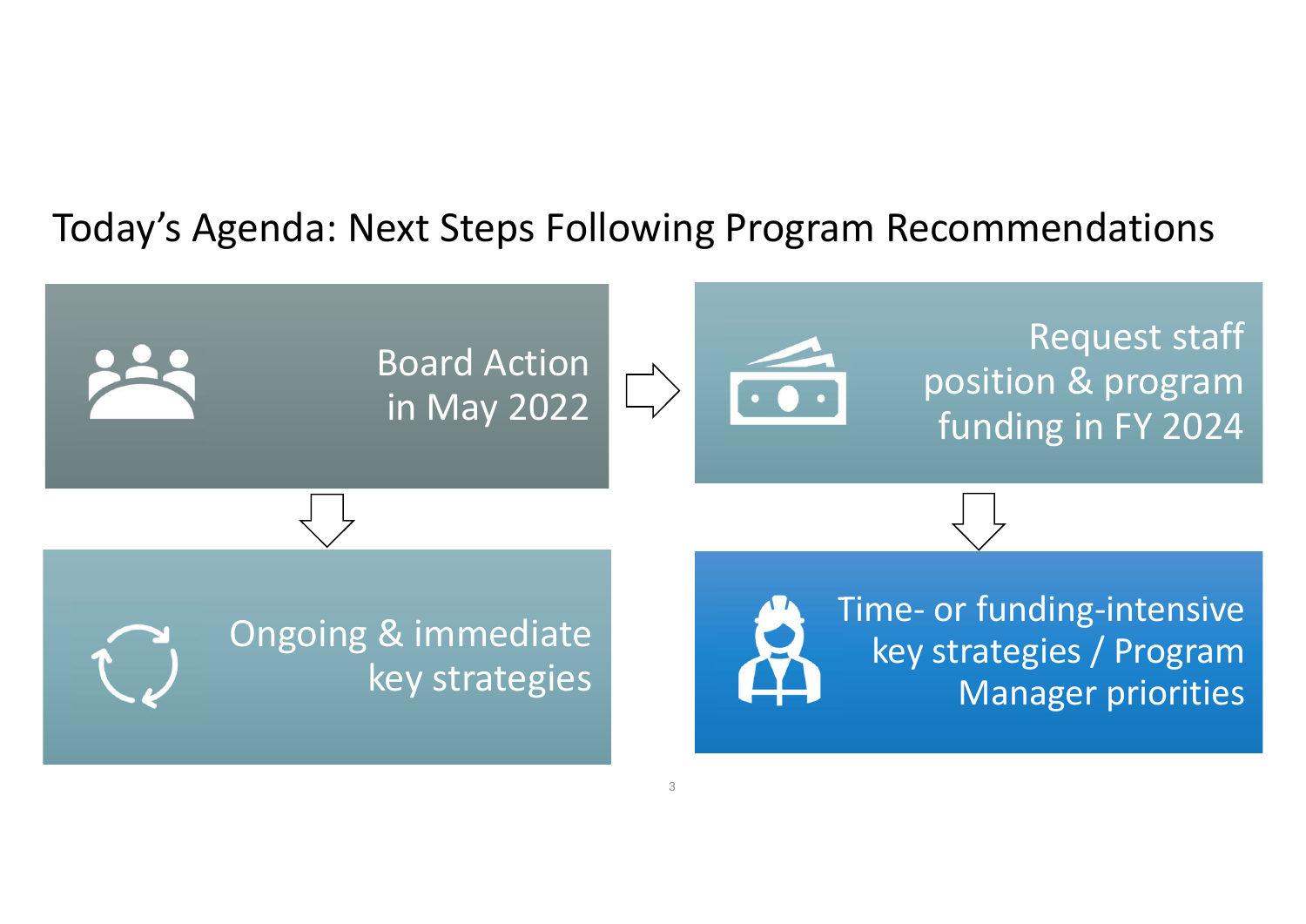# Today's Agenda: Next Steps Following Program Recommendations

- Board Action in May 2022
- Request staff position & program funding in FY 2024
- Ongoing & immediate key strategies
- Time- or funding-intensive key strategies / Program Manager priorities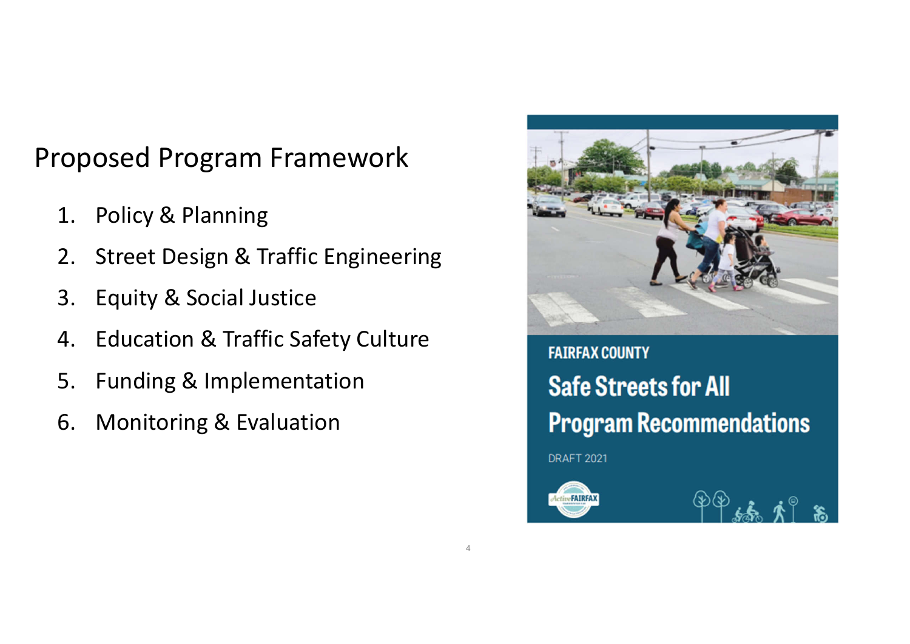# Proposed Program Framework

1. Policy & Planning
2. Street Design & Traffic Engineering
3. Equity & Social Justice
4. Education & Traffic Safety Culture
5. Funding & Implementation
6. Monitoring & Evaluation

FAIRFAX COUNTY

**Safe Streets for All Program Recommendations**

DRAFT 2021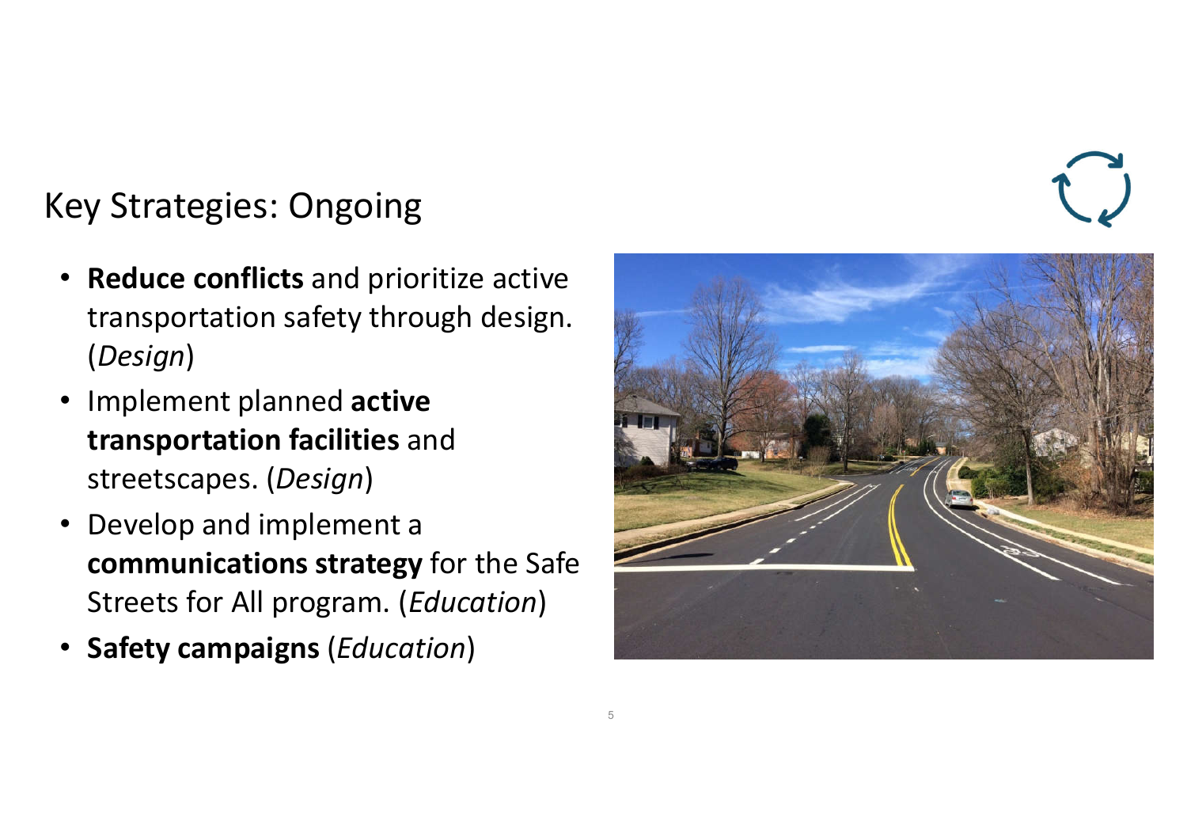# Key Strategies: Ongoing

- **Reduce conflicts** and prioritize active transportation safety through design. (*Design*)
- Implement planned **active transportation facilities** and streetscapes. (*Design*)
- Develop and implement a **communications strategy** for the Safe Streets for All program. (*Education*)
- **Safety campaigns** (*Education*)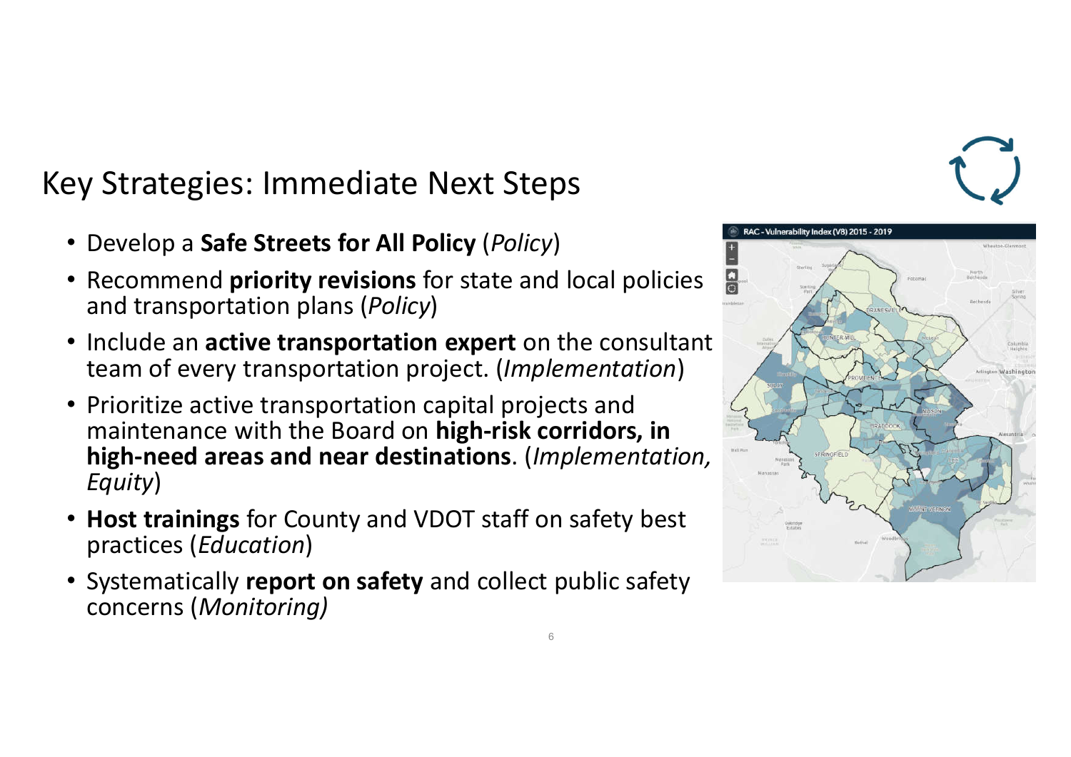# Key Strategies: Immediate Next Steps

- Develop a **Safe Streets for All Policy** (*Policy*)
- Recommend **priority revisions** for state and local policies and transportation plans (*Policy*)
- Include an **active transportation expert** on the consultant team of every transportation project. (*Implementation*)
- Prioritize active transportation capital projects and maintenance with the Board on **high-risk corridors, in high-need areas and near destinations**. (*Implementation, Equity*)
- **Host trainings** for County and VDOT staff on safety best practices (*Education*)
- Systematically **report on safety** and collect public safety concerns (*Monitoring)*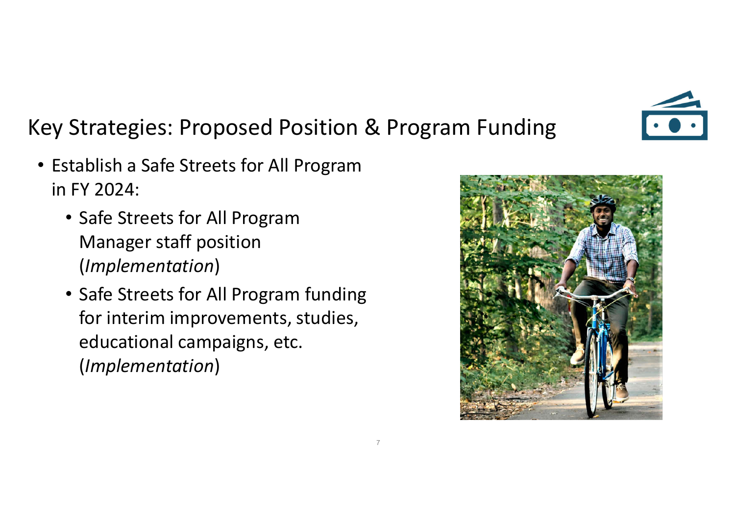# Key Strategies: Proposed Position & Program Funding

- Establish a Safe Streets for All Program in FY 2024:
  - Safe Streets for All Program Manager staff position (*Implementation*)
  - Safe Streets for All Program funding for interim improvements, studies, educational campaigns, etc. (*Implementation*)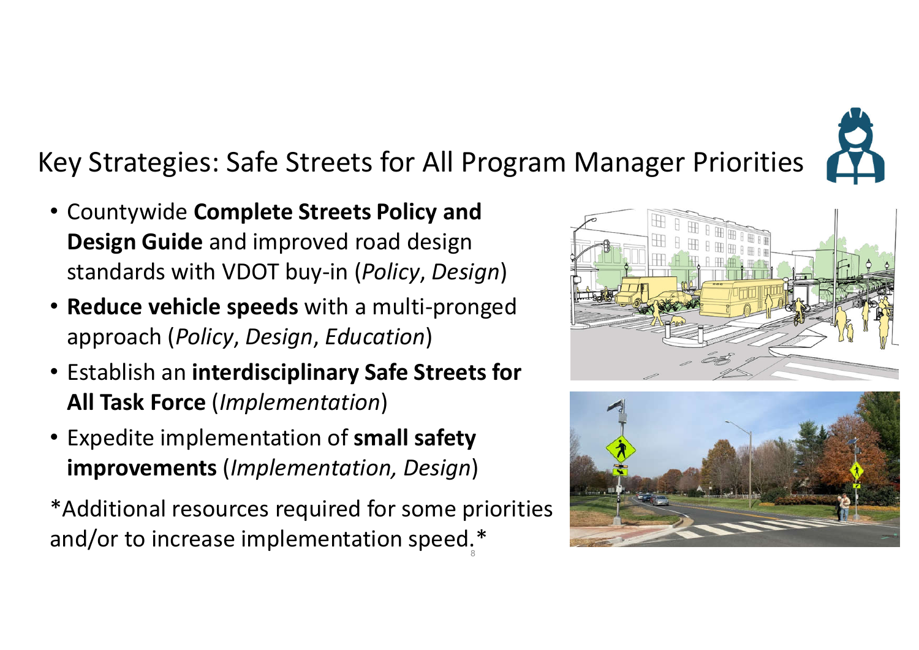# Key Strategies: Safe Streets for All Program Manager Priorities

- Countywide **Complete Streets Policy and Design Guide** and improved road design standards with VDOT buy-in (*Policy*, *Design*)
- **Reduce vehicle speeds** with a multi-pronged approach (*Policy*, *Design*, *Education*)
- Establish an **interdisciplinary Safe Streets for All Task Force** (*Implementation*)
- Expedite implementation of **small safety improvements** (*Implementation, Design*)

*Additional resources required for some priorities and/or to increase implementation speed.*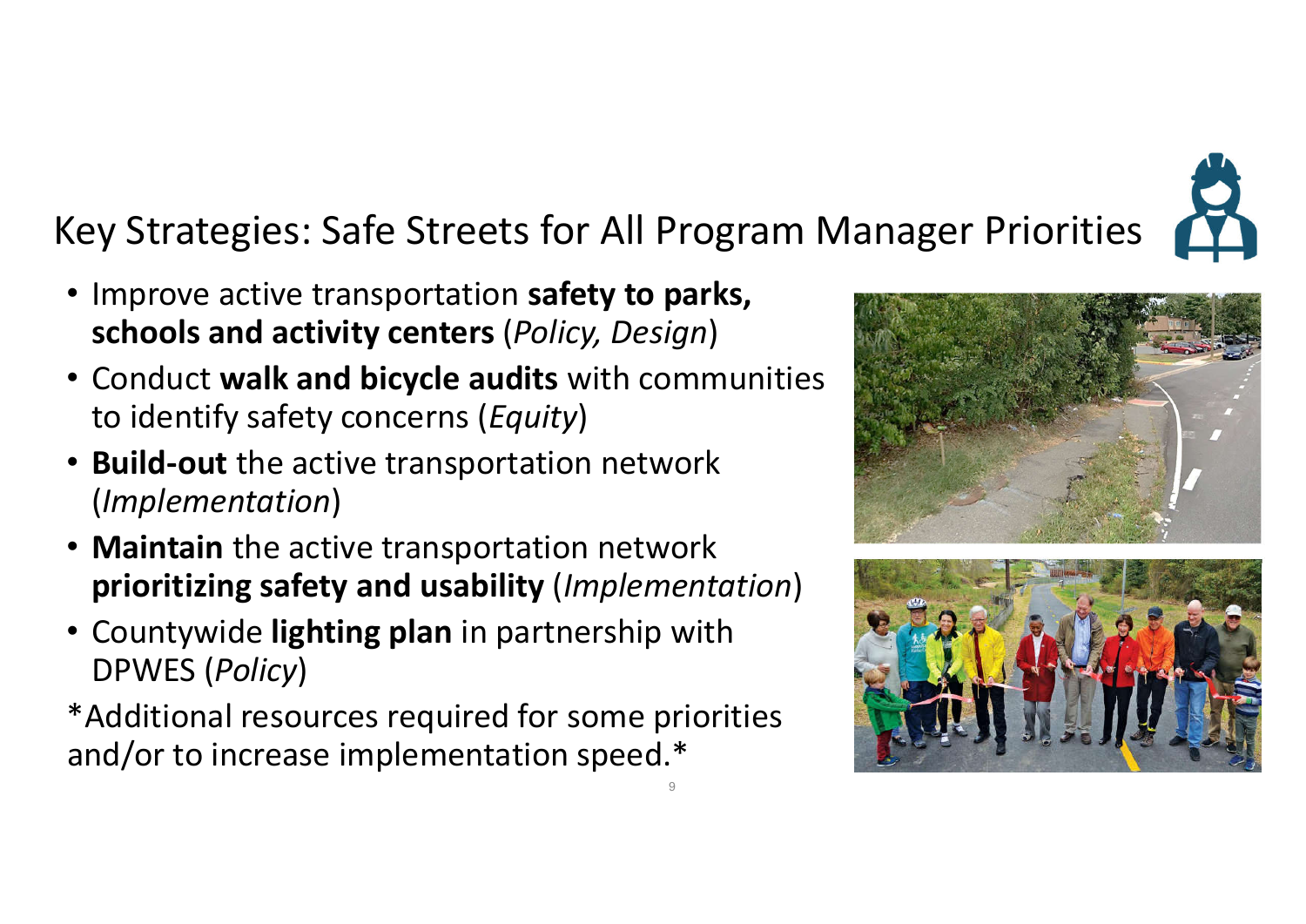# Key Strategies: Safe Streets for All Program Manager Priorities

- Improve active transportation **safety to parks, schools and activity centers** (*Policy, Design*)
- Conduct **walk and bicycle audits** with communities to identify safety concerns (*Equity*)
- **Build-out** the active transportation network (*Implementation*)
- **Maintain** the active transportation network **prioritizing safety and usability** (*Implementation*)
- Countywide **lighting plan** in partnership with DPWES (*Policy*)

*Additional resources required for some priorities and/or to increase implementation speed.*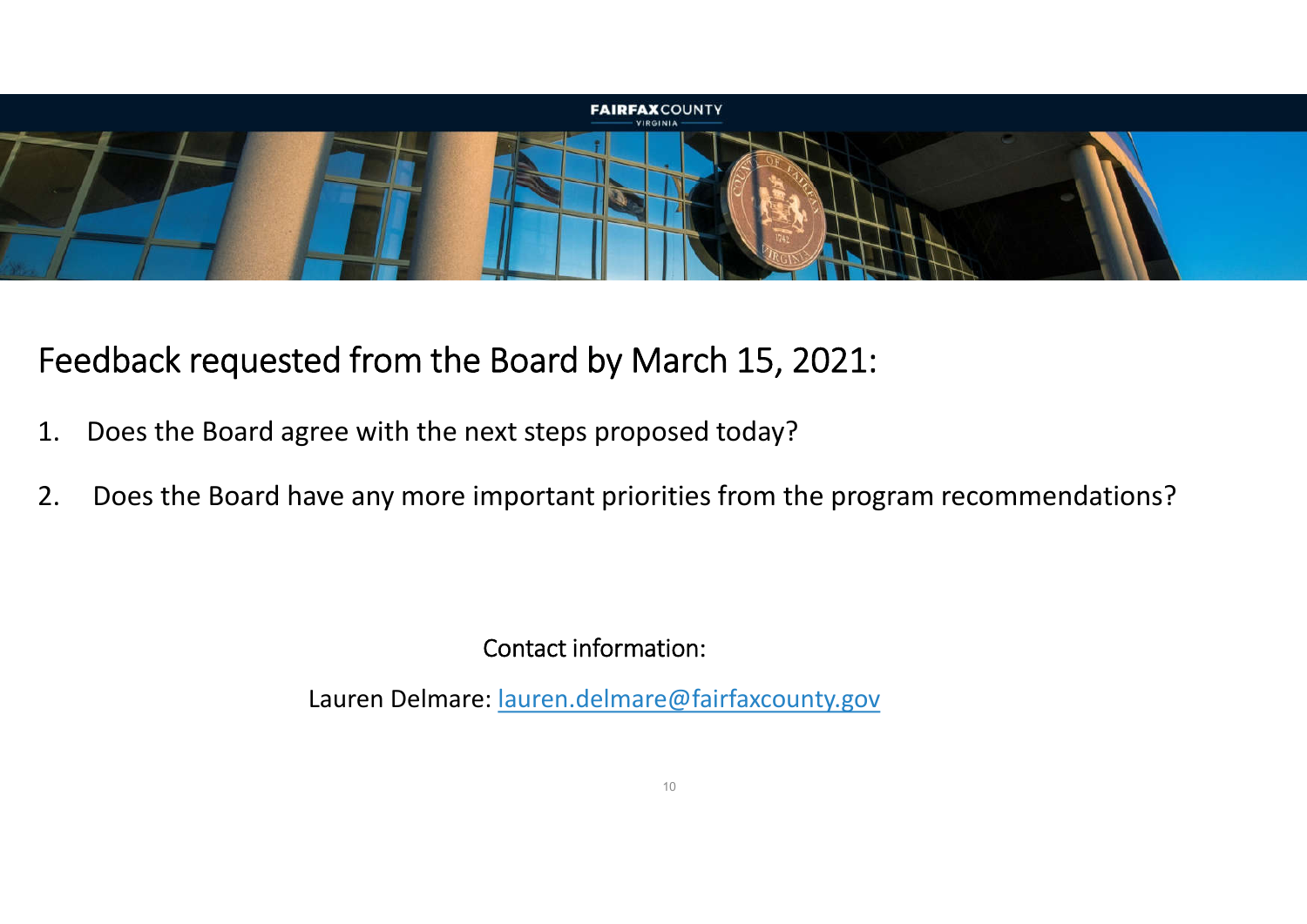# Feedback requested from the Board by March 15, 2021:

1. Does the Board agree with the next steps proposed today?
2. Does the Board have any more important priorities from the program recommendations?

Contact information:

Lauren Delmare: lauren.delmare@fairfaxcounty.gov